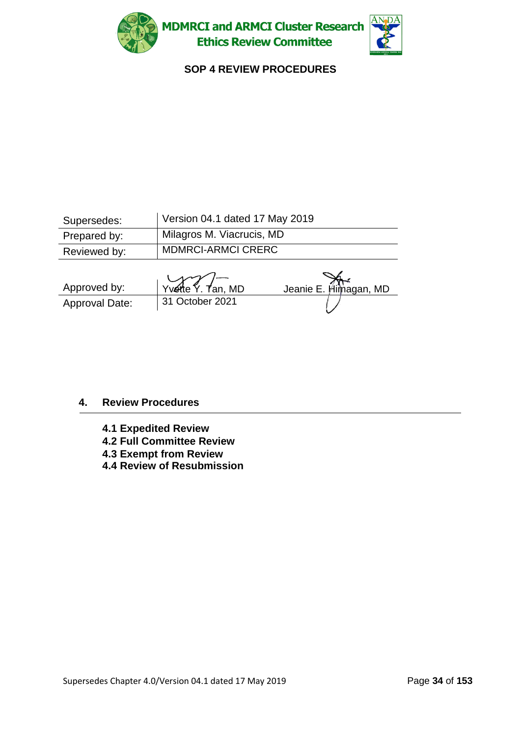# MDMRCI and ARMCI Cluster Research Ethics Review Committee

## SOP 4 REVIEW PROCEDURES

| | | |
|---|---|---|
| Supersedes: | Version 04.1 dated 17 May 2019 | |
| Prepared by: | Milagros M. Viacrucis, MD | |
| Reviewed by: | MDMRCI-ARMCI CRERC | |
| Approved by: | Yvette Y. Tan, MD | Jeanie E. Himagan, MD |
| Approval Date: | 31 October 2021 | |

## 4. Review Procedures

**4.1 Expedited Review**
**4.2 Full Committee Review**
**4.3 Exempt from Review**
**4.4 Review of Resubmission**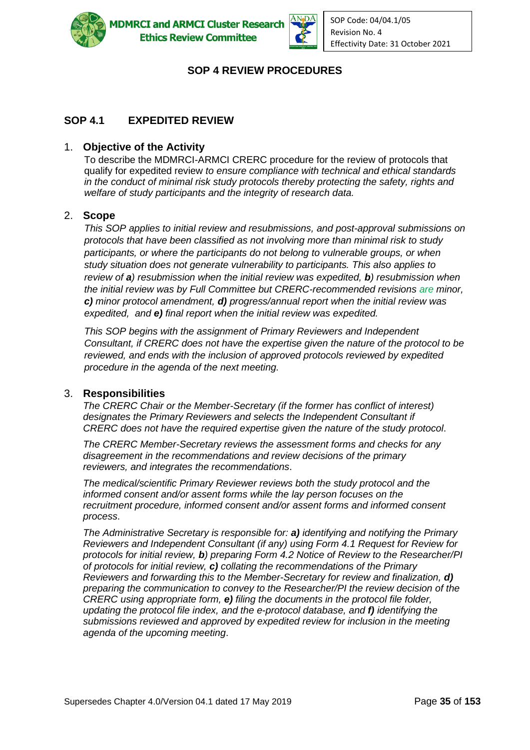# SOP 4 REVIEW PROCEDURES

## SOP 4.1 EXPEDITED REVIEW

### 1. Objective of the Activity

To describe the MDMRCI-ARMCI CRERC procedure for the review of protocols that qualify for expedited review *to ensure compliance with technical and ethical standards in the conduct of minimal risk study protocols thereby protecting the safety, rights and welfare of study participants and the integrity of research data.*

### 2. Scope

*This SOP applies to initial review and resubmissions, and post-approval submissions on protocols that have been classified as not involving more than minimal risk to study participants, or where the participants do not belong to vulnerable groups, or when study situation does not generate vulnerability to participants. This also applies to review of **a**) resubmission when the initial review was expedited, **b**) resubmission when the initial review was by Full Committee but CRERC-recommended revisions are minor, **c)** minor protocol amendment, **d)** progress/annual report when the initial review was expedited, and **e)** final report when the initial review was expedited.*

*This SOP begins with the assignment of Primary Reviewers and Independent Consultant, if CRERC does not have the expertise given the nature of the protocol to be reviewed, and ends with the inclusion of approved protocols reviewed by expedited procedure in the agenda of the next meeting.*

### 3. Responsibilities

*The CRERC Chair or the Member-Secretary (if the former has conflict of interest) designates the Primary Reviewers and selects the Independent Consultant if CRERC does not have the required expertise given the nature of the study protocol*.

*The CRERC Member-Secretary reviews the assessment forms and checks for any disagreement in the recommendations and review decisions of the primary reviewers, and integrates the recommendations*.

*The medical/scientific Primary Reviewer reviews both the study protocol and the informed consent and/or assent forms while the lay person focuses on the recruitment procedure, informed consent and/or assent forms and informed consent process*.

*The Administrative Secretary is responsible for: **a)** identifying and notifying the Primary Reviewers and Independent Consultant (if any) using Form 4.1 Request for Review for protocols for initial review, **b**) preparing Form 4.2 Notice of Review to the Researcher/PI of protocols for initial review, **c)** collating the recommendations of the Primary Reviewers and forwarding this to the Member-Secretary for review and finalization, **d)** preparing the communication to convey to the Researcher/PI the review decision of the CRERC using appropriate form, **e)** filing the documents in the protocol file folder, updating the protocol file index, and the e-protocol database, and **f)** identifying the submissions reviewed and approved by expedited review for inclusion in the meeting agenda of the upcoming meeting*.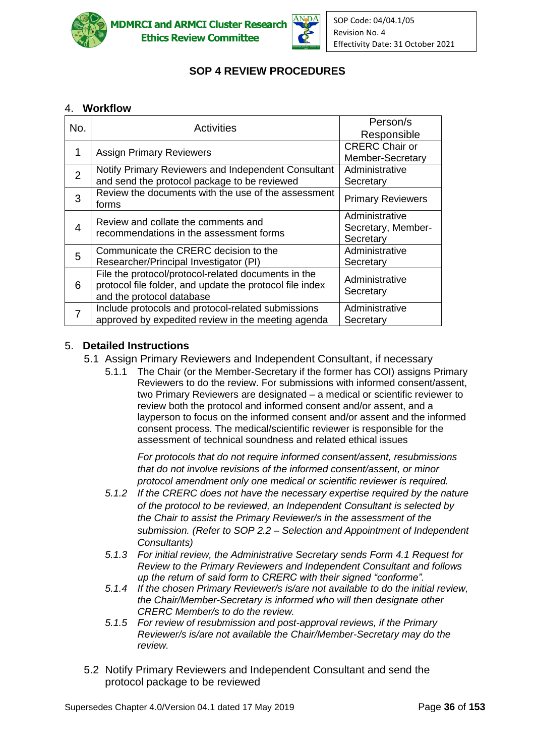## SOP 4 REVIEW PROCEDURES

### 4. Workflow

| No. | Activities | Person/s Responsible |
|---|---|---|
| 1 | Assign Primary Reviewers | CRERC Chair or Member-Secretary |
| 2 | Notify Primary Reviewers and Independent Consultant and send the protocol package to be reviewed | Administrative Secretary |
| 3 | Review the documents with the use of the assessment forms | Primary Reviewers |
| 4 | Review and collate the comments and recommendations in the assessment forms | Administrative Secretary, Member-Secretary |
| 5 | Communicate the CRERC decision to the Researcher/Principal Investigator (PI) | Administrative Secretary |
| 6 | File the protocol/protocol-related documents in the protocol file folder, and update the protocol file index and the protocol database | Administrative Secretary |
| 7 | Include protocols and protocol-related submissions approved by expedited review in the meeting agenda | Administrative Secretary |

### 5. Detailed Instructions

5.1 Assign Primary Reviewers and Independent Consultant, if necessary

5.1.1 The Chair (or the Member-Secretary if the former has COI) assigns Primary Reviewers to do the review. For submissions with informed consent/assent, two Primary Reviewers are designated – a medical or scientific reviewer to review both the protocol and informed consent and/or assent, and a layperson to focus on the informed consent and/or assent and the informed consent process. The medical/scientific reviewer is responsible for the assessment of technical soundness and related ethical issues

*For protocols that do not require informed consent/assent, resubmissions that do not involve revisions of the informed consent/assent, or minor protocol amendment only one medical or scientific reviewer is required.*

*5.1.2 If the CRERC does not have the necessary expertise required by the nature of the protocol to be reviewed, an Independent Consultant is selected by the Chair to assist the Primary Reviewer/s in the assessment of the submission. (Refer to SOP 2.2 – Selection and Appointment of Independent Consultants)*

*5.1.3 For initial review, the Administrative Secretary sends Form 4.1 Request for Review to the Primary Reviewers and Independent Consultant and follows up the return of said form to CRERC with their signed "conforme".*

*5.1.4 If the chosen Primary Reviewer/s is/are not available to do the initial review, the Chair/Member-Secretary is informed who will then designate other CRERC Member/s to do the review.*

*5.1.5 For review of resubmission and post-approval reviews, if the Primary Reviewer/s is/are not available the Chair/Member-Secretary may do the review.*

5.2 Notify Primary Reviewers and Independent Consultant and send the protocol package to be reviewed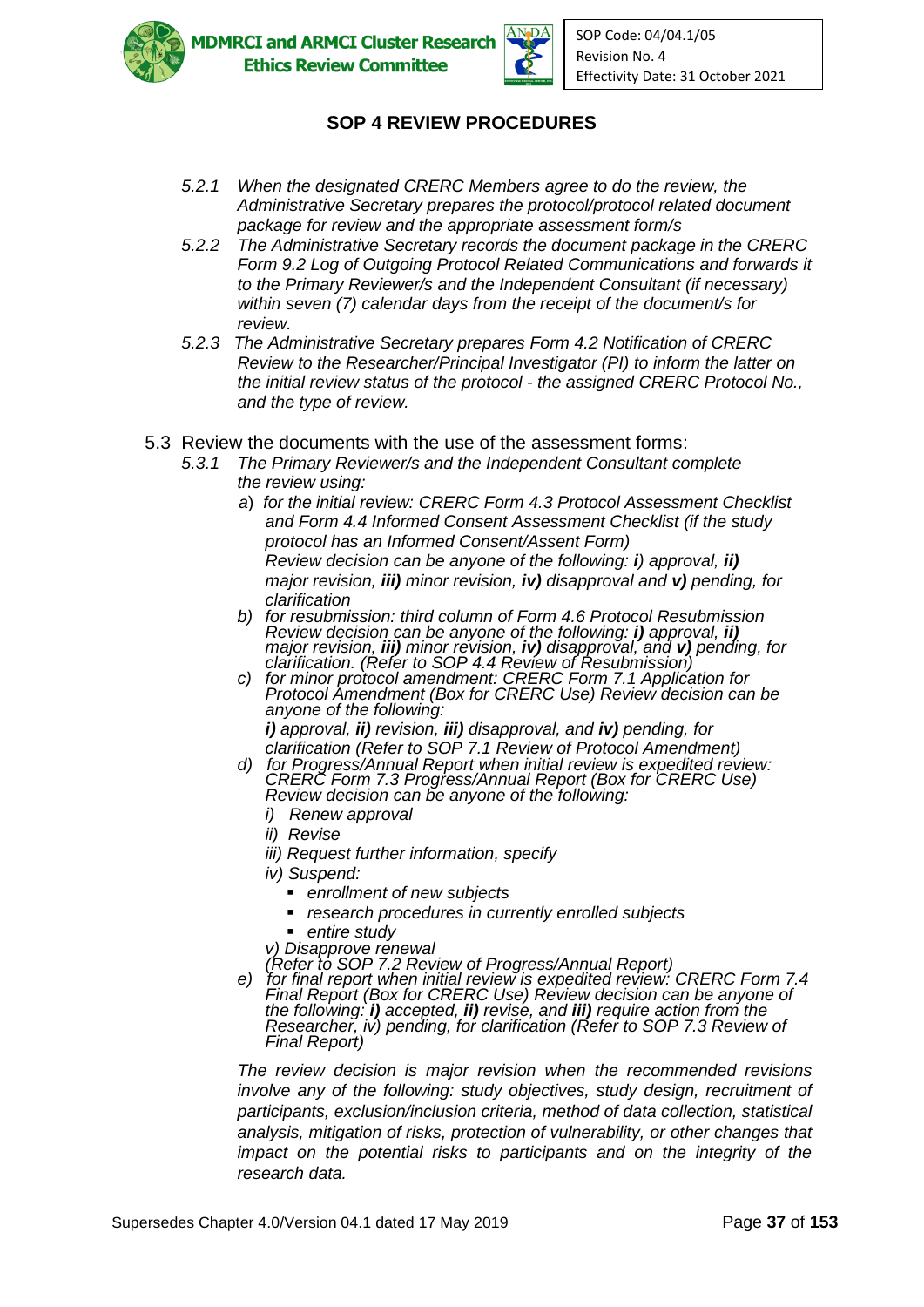# SOP 4 REVIEW PROCEDURES

*5.2.1 When the designated CRERC Members agree to do the review, the Administrative Secretary prepares the protocol/protocol related document package for review and the appropriate assessment form/s*

*5.2.2 The Administrative Secretary records the document package in the CRERC Form 9.2 Log of Outgoing Protocol Related Communications and forwards it to the Primary Reviewer/s and the Independent Consultant (if necessary) within seven (7) calendar days from the receipt of the document/s for review.*

*5.2.3 The Administrative Secretary prepares Form 4.2 Notification of CRERC Review to the Researcher/Principal Investigator (PI) to inform the latter on the initial review status of the protocol - the assigned CRERC Protocol No., and the type of review.*

5.3 Review the documents with the use of the assessment forms:

*5.3.1 The Primary Reviewer/s and the Independent Consultant complete the review using:*

*a) for the initial review: CRERC Form 4.3 Protocol Assessment Checklist and Form 4.4 Informed Consent Assessment Checklist (if the study protocol has an Informed Consent/Assent Form)*
*Review decision can be anyone of the following: **i)** approval, **ii)** major revision, **iii)** minor revision, **iv)** disapproval and **v)** pending, for clarification*

*b) for resubmission: third column of Form 4.6 Protocol Resubmission Review decision can be anyone of the following: **i)** approval, **ii)** major revision, **iii)** minor revision, **iv)** disapproval, and **v)** pending, for clarification. (Refer to SOP 4.4 Review of Resubmission)*

*c) for minor protocol amendment: CRERC Form 7.1 Application for Protocol Amendment (Box for CRERC Use) Review decision can be anyone of the following:*
***i)** approval, **ii)** revision, **iii)** disapproval, and **iv)** pending, for clarification (Refer to SOP 7.1 Review of Protocol Amendment)*

*d) for Progress/Annual Report when initial review is expedited review: CRERC Form 7.3 Progress/Annual Report (Box for CRERC Use) Review decision can be anyone of the following:*

*i) Renew approval*
*ii) Revise*
*iii) Request further information, specify*
*iv) Suspend:*
- *enrollment of new subjects*
- *research procedures in currently enrolled subjects*
- *entire study*

*v) Disapprove renewal*
*(Refer to SOP 7.2 Review of Progress/Annual Report)*

*e) for final report when initial review is expedited review: CRERC Form 7.4 Final Report (Box for CRERC Use) Review decision can be anyone of the following: **i)** accepted, **ii)** revise, and **iii)** require action from the Researcher, iv) pending, for clarification (Refer to SOP 7.3 Review of Final Report)*

*The review decision is major revision when the recommended revisions involve any of the following: study objectives, study design, recruitment of participants, exclusion/inclusion criteria, method of data collection, statistical analysis, mitigation of risks, protection of vulnerability, or other changes that impact on the potential risks to participants and on the integrity of the research data.*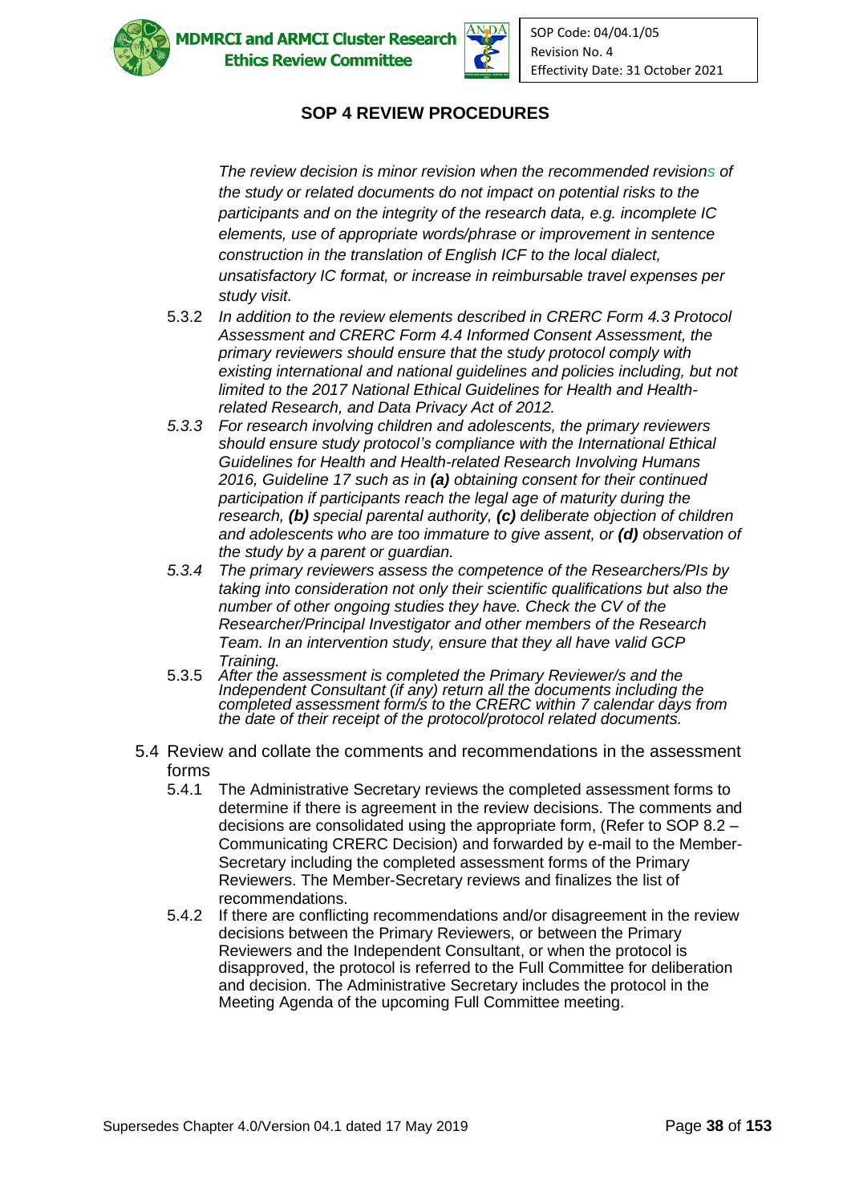## SOP 4 REVIEW PROCEDURES

*The review decision is minor revision when the recommended revisions of the study or related documents do not impact on potential risks to the participants and on the integrity of the research data, e.g. incomplete IC elements, use of appropriate words/phrase or improvement in sentence construction in the translation of English ICF to the local dialect, unsatisfactory IC format, or increase in reimbursable travel expenses per study visit.*

5.3.2 *In addition to the review elements described in CRERC Form 4.3 Protocol Assessment and CRERC Form 4.4 Informed Consent Assessment, the primary reviewers should ensure that the study protocol comply with existing international and national guidelines and policies including, but not limited to the 2017 National Ethical Guidelines for Health and Health-related Research, and Data Privacy Act of 2012.*

*5.3.3 For research involving children and adolescents, the primary reviewers should ensure study protocol's compliance with the International Ethical Guidelines for Health and Health-related Research Involving Humans 2016, Guideline 17 such as in **(a)** obtaining consent for their continued participation if participants reach the legal age of maturity during the research, **(b)** special parental authority, **(c)** deliberate objection of children and adolescents who are too immature to give assent, or **(d)** observation of the study by a parent or guardian.*

*5.3.4 The primary reviewers assess the competence of the Researchers/PIs by taking into consideration not only their scientific qualifications but also the number of other ongoing studies they have. Check the CV of the Researcher/Principal Investigator and other members of the Research Team. In an intervention study, ensure that they all have valid GCP Training.*

5.3.5 *After the assessment is completed the Primary Reviewer/s and the Independent Consultant (if any) return all the documents including the completed assessment form/s to the CRERC within 7 calendar days from the date of their receipt of the protocol/protocol related documents.*

5.4 Review and collate the comments and recommendations in the assessment forms

5.4.1 The Administrative Secretary reviews the completed assessment forms to determine if there is agreement in the review decisions. The comments and decisions are consolidated using the appropriate form, (Refer to SOP 8.2 – Communicating CRERC Decision) and forwarded by e-mail to the Member-Secretary including the completed assessment forms of the Primary Reviewers. The Member-Secretary reviews and finalizes the list of recommendations.

5.4.2 If there are conflicting recommendations and/or disagreement in the review decisions between the Primary Reviewers, or between the Primary Reviewers and the Independent Consultant, or when the protocol is disapproved, the protocol is referred to the Full Committee for deliberation and decision. The Administrative Secretary includes the protocol in the Meeting Agenda of the upcoming Full Committee meeting.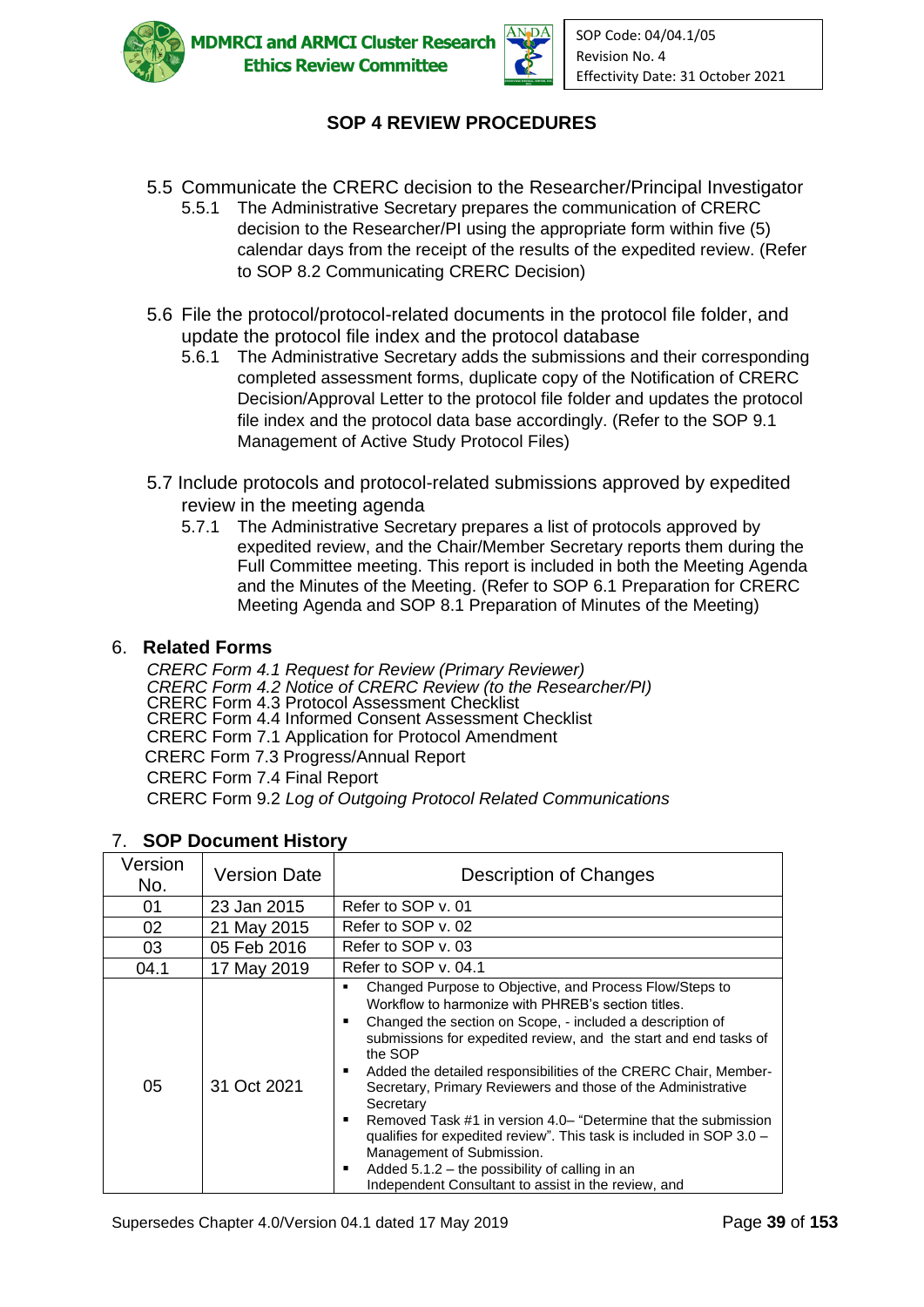## SOP 4 REVIEW PROCEDURES

5.5 Communicate the CRERC decision to the Researcher/Principal Investigator

- 5.5.1 The Administrative Secretary prepares the communication of CRERC decision to the Researcher/PI using the appropriate form within five (5) calendar days from the receipt of the results of the expedited review. (Refer to SOP 8.2 Communicating CRERC Decision)

5.6 File the protocol/protocol-related documents in the protocol file folder, and update the protocol file index and the protocol database

- 5.6.1 The Administrative Secretary adds the submissions and their corresponding completed assessment forms, duplicate copy of the Notification of CRERC Decision/Approval Letter to the protocol file folder and updates the protocol file index and the protocol data base accordingly. (Refer to the SOP 9.1 Management of Active Study Protocol Files)

5.7 Include protocols and protocol-related submissions approved by expedited review in the meeting agenda

- 5.7.1 The Administrative Secretary prepares a list of protocols approved by expedited review, and the Chair/Member Secretary reports them during the Full Committee meeting. This report is included in both the Meeting Agenda and the Minutes of the Meeting. (Refer to SOP 6.1 Preparation for CRERC Meeting Agenda and SOP 8.1 Preparation of Minutes of the Meeting)

## 6. Related Forms

*CRERC Form 4.1 Request for Review (Primary Reviewer)*
*CRERC Form 4.2 Notice of CRERC Review (to the Researcher/PI)*
CRERC Form 4.3 Protocol Assessment Checklist
CRERC Form 4.4 Informed Consent Assessment Checklist
CRERC Form 7.1 Application for Protocol Amendment
CRERC Form 7.3 Progress/Annual Report
CRERC Form 7.4 Final Report
CRERC Form 9.2 *Log of Outgoing Protocol Related Communications*

## 7. SOP Document History

| Version No. | Version Date | Description of Changes |
|---|---|---|
| 01 | 23 Jan 2015 | Refer to SOP v. 01 |
| 02 | 21 May 2015 | Refer to SOP v. 02 |
| 03 | 05 Feb 2016 | Refer to SOP v. 03 |
| 04.1 | 17 May 2019 | Refer to SOP v. 04.1 |
| 05 | 31 Oct 2021 | ▪ Changed Purpose to Objective, and Process Flow/Steps to Workflow to harmonize with PHREB's section titles.<br>▪ Changed the section on Scope, - included a description of submissions for expedited review, and the start and end tasks of the SOP<br>▪ Added the detailed responsibilities of the CRERC Chair, Member-Secretary, Primary Reviewers and those of the Administrative Secretary<br>▪ Removed Task #1 in version 4.0– "Determine that the submission qualifies for expedited review". This task is included in SOP 3.0 – Management of Submission.<br>▪ Added 5.1.2 – the possibility of calling in an Independent Consultant to assist in the review, and |

Supersedes Chapter 4.0/Version 04.1 dated 17 May 2019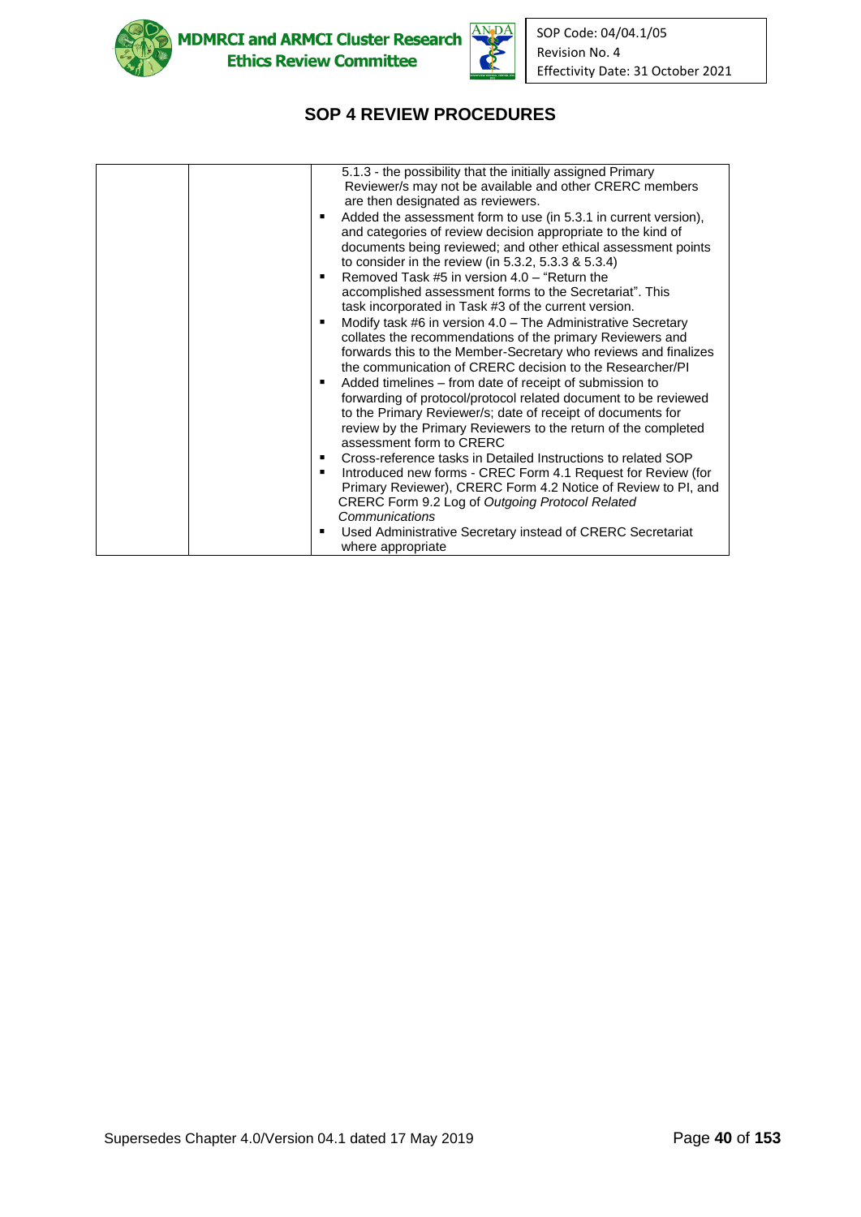# SOP 4 REVIEW PROCEDURES

| | | |
|---|---|---|
| | | 5.1.3 - the possibility that the initially assigned Primary Reviewer/s may not be available and other CRERC members are then designated as reviewers.<br>▪ Added the assessment form to use (in 5.3.1 in current version), and categories of review decision appropriate to the kind of documents being reviewed; and other ethical assessment points to consider in the review (in 5.3.2, 5.3.3 & 5.3.4)<br>▪ Removed Task #5 in version 4.0 – "Return the accomplished assessment forms to the Secretariat". This task incorporated in Task #3 of the current version.<br>▪ Modify task #6 in version 4.0 – The Administrative Secretary collates the recommendations of the primary Reviewers and forwards this to the Member-Secretary who reviews and finalizes the communication of CRERC decision to the Researcher/PI<br>▪ Added timelines – from date of receipt of submission to forwarding of protocol/protocol related document to be reviewed to the Primary Reviewer/s; date of receipt of documents for review by the Primary Reviewers to the return of the completed assessment form to CRERC<br>▪ Cross-reference tasks in Detailed Instructions to related SOP<br>▪ Introduced new forms - CREC Form 4.1 Request for Review (for Primary Reviewer), CRERC Form 4.2 Notice of Review to PI, and CRERC Form 9.2 Log of *Outgoing Protocol Related Communications*<br>▪ Used Administrative Secretary instead of CRERC Secretariat where appropriate |

Supersedes Chapter 4.0/Version 04.1 dated 17 May 2019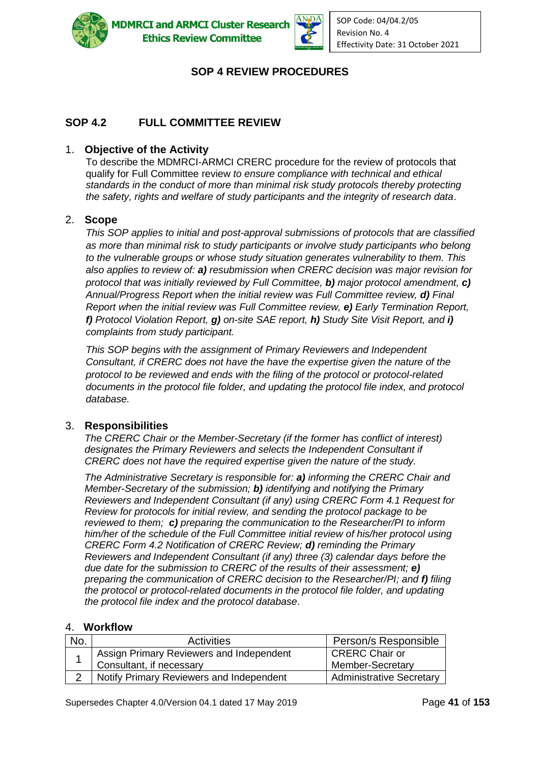# SOP 4 REVIEW PROCEDURES

## SOP 4.2 FULL COMMITTEE REVIEW

1. **Objective of the Activity**

   To describe the MDMRCI-ARMCI CRERC procedure for the review of protocols that qualify for Full Committee review *to ensure compliance with technical and ethical standards in the conduct of more than minimal risk study protocols thereby protecting the safety, rights and welfare of study participants and the integrity of research data*.

2. **Scope**

   *This SOP applies to initial and post-approval submissions of protocols that are classified as more than minimal risk to study participants or involve study participants who belong to the vulnerable groups or whose study situation generates vulnerability to them. This also applies to review of:* ***a)*** *resubmission when CRERC decision was major revision for protocol that was initially reviewed by Full Committee,* ***b)*** *major protocol amendment,* ***c)*** *Annual/Progress Report when the initial review was Full Committee review,* ***d)*** *Final Report when the initial review was Full Committee review,* ***e)*** *Early Termination Report,* ***f)*** *Protocol Violation Report,* ***g)*** *on-site SAE report,* ***h)*** *Study Site Visit Report, and* ***i)*** *complaints from study participant.*

   *This SOP begins with the assignment of Primary Reviewers and Independent Consultant, if CRERC does not have the have the expertise given the nature of the protocol to be reviewed and ends with the filing of the protocol or protocol-related documents in the protocol file folder, and updating the protocol file index, and protocol database.*

3. **Responsibilities**

   *The CRERC Chair or the Member-Secretary (if the former has conflict of interest) designates the Primary Reviewers and selects the Independent Consultant if CRERC does not have the required expertise given the nature of the study.*

   *The Administrative Secretary is responsible for:* ***a)*** *informing the CRERC Chair and Member-Secretary of the submission;* ***b)*** *identifying and notifying the Primary Reviewers and Independent Consultant (if any) using CRERC Form 4.1 Request for Review for protocols for initial review, and sending the protocol package to be reviewed to them;* ***c)*** *preparing the communication to the Researcher/PI to inform him/her of the schedule of the Full Committee initial review of his/her protocol using CRERC Form 4.2 Notification of CRERC Review;* ***d)*** *reminding the Primary Reviewers and Independent Consultant (if any) three (3) calendar days before the due date for the submission to CRERC of the results of their assessment;* ***e)*** *preparing the communication of CRERC decision to the Researcher/PI; and* ***f)*** *filing the protocol or protocol-related documents in the protocol file folder, and updating the protocol file index and the protocol database*.

4. **Workflow**

| No. | Activities | Person/s Responsible |
|---|---|---|
| 1 | Assign Primary Reviewers and Independent Consultant, if necessary | CRERC Chair or Member-Secretary |
| 2 | Notify Primary Reviewers and Independent | Administrative Secretary |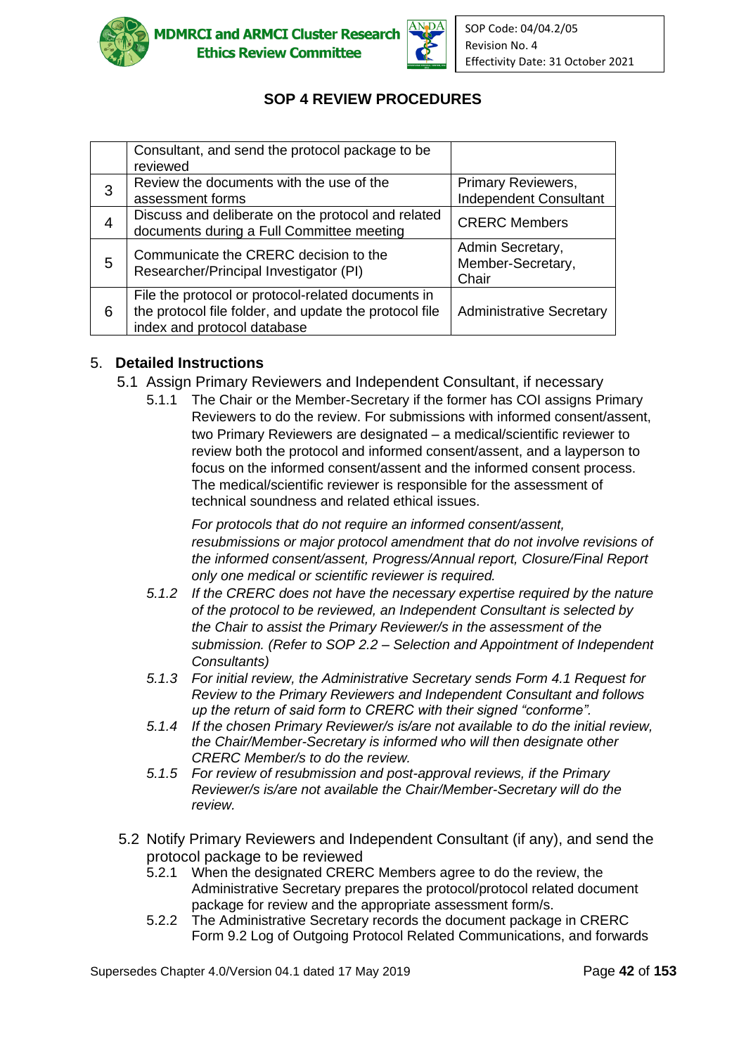| | Consultant, and send the protocol package to be reviewed | |
|---|---|---|
| 3 | Review the documents with the use of the assessment forms | Primary Reviewers, Independent Consultant |
| 4 | Discuss and deliberate on the protocol and related documents during a Full Committee meeting | CRERC Members |
| 5 | Communicate the CRERC decision to the Researcher/Principal Investigator (PI) | Admin Secretary, Member-Secretary, Chair |
| 6 | File the protocol or protocol-related documents in the protocol file folder, and update the protocol file index and protocol database | Administrative Secretary |

5. **Detailed Instructions**

5.1 Assign Primary Reviewers and Independent Consultant, if necessary

5.1.1 The Chair or the Member-Secretary if the former has COI assigns Primary Reviewers to do the review. For submissions with informed consent/assent, two Primary Reviewers are designated – a medical/scientific reviewer to review both the protocol and informed consent/assent, and a layperson to focus on the informed consent/assent and the informed consent process. The medical/scientific reviewer is responsible for the assessment of technical soundness and related ethical issues.

*For protocols that do not require an informed consent/assent, resubmissions or major protocol amendment that do not involve revisions of the informed consent/assent, Progress/Annual report, Closure/Final Report only one medical or scientific reviewer is required.*

*5.1.2 If the CRERC does not have the necessary expertise required by the nature of the protocol to be reviewed, an Independent Consultant is selected by the Chair to assist the Primary Reviewer/s in the assessment of the submission. (Refer to SOP 2.2 – Selection and Appointment of Independent Consultants)*

*5.1.3 For initial review, the Administrative Secretary sends Form 4.1 Request for Review to the Primary Reviewers and Independent Consultant and follows up the return of said form to CRERC with their signed "conforme".*

*5.1.4 If the chosen Primary Reviewer/s is/are not available to do the initial review, the Chair/Member-Secretary is informed who will then designate other CRERC Member/s to do the review.*

*5.1.5 For review of resubmission and post-approval reviews, if the Primary Reviewer/s is/are not available the Chair/Member-Secretary will do the review.*

5.2 Notify Primary Reviewers and Independent Consultant (if any), and send the protocol package to be reviewed

5.2.1 When the designated CRERC Members agree to do the review, the Administrative Secretary prepares the protocol/protocol related document package for review and the appropriate assessment form/s.

5.2.2 The Administrative Secretary records the document package in CRERC Form 9.2 Log of Outgoing Protocol Related Communications, and forwards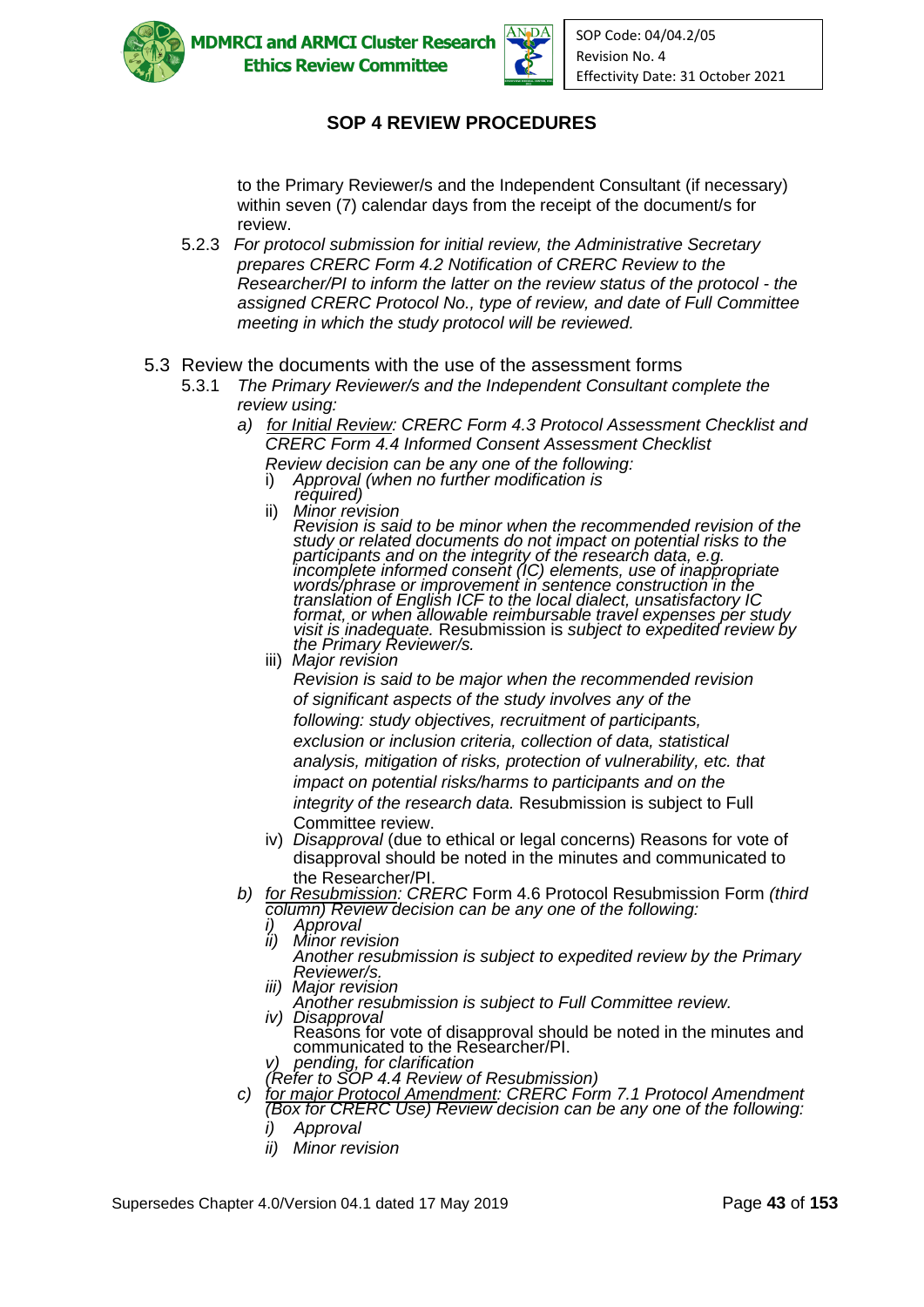to the Primary Reviewer/s and the Independent Consultant (if necessary) within seven (7) calendar days from the receipt of the document/s for review.

5.2.3 *For protocol submission for initial review, the Administrative Secretary prepares CRERC Form 4.2 Notification of CRERC Review to the Researcher/PI to inform the latter on the review status of the protocol - the assigned CRERC Protocol No., type of review, and date of Full Committee meeting in which the study protocol will be reviewed.*

5.3 Review the documents with the use of the assessment forms

5.3.1 *The Primary Reviewer/s and the Independent Consultant complete the review using:*

a) *for Initial Review: CRERC Form 4.3 Protocol Assessment Checklist and CRERC Form 4.4 Informed Consent Assessment Checklist*
*Review decision can be any one of the following:*
   i) *Approval (when no further modification is required)*
   ii) *Minor revision*
   *Revision is said to be minor when the recommended revision of the study or related documents do not impact on potential risks to the participants and on the integrity of the research data, e.g. incomplete informed consent (IC) elements, use of inappropriate words/phrase or improvement in sentence construction in the translation of English ICF to the local dialect, unsatisfactory IC format, or when allowable reimbursable travel expenses per study visit is inadequate.* Resubmission is *subject to expedited review by the Primary Reviewer/s.*
   iii) *Major revision*
   *Revision is said to be major when the recommended revision of significant aspects of the study involves any of the following: study objectives, recruitment of participants, exclusion or inclusion criteria, collection of data, statistical analysis, mitigation of risks, protection of vulnerability, etc. that impact on potential risks/harms to participants and on the integrity of the research data.* Resubmission is subject to Full Committee review.
   iv) *Disapproval* (due to ethical or legal concerns) Reasons for vote of disapproval should be noted in the minutes and communicated to the Researcher/PI.

b) *for Resubmission: CRERC* Form 4.6 Protocol Resubmission Form *(third column) Review decision can be any one of the following:*
   *i) Approval*
   *ii) Minor revision*
   *Another resubmission is subject to expedited review by the Primary Reviewer/s.*
   *iii) Major revision*
   *Another resubmission is subject to Full Committee review.*
   *iv) Disapproval*
   Reasons for vote of disapproval should be noted in the minutes and communicated to the Researcher/PI.
   *v) pending, for clarification*
   *(Refer to SOP 4.4 Review of Resubmission)*

c) *for major Protocol Amendment: CRERC Form 7.1 Protocol Amendment (Box for CRERC Use) Review decision can be any one of the following:*
   *i) Approval*
   *ii) Minor revision*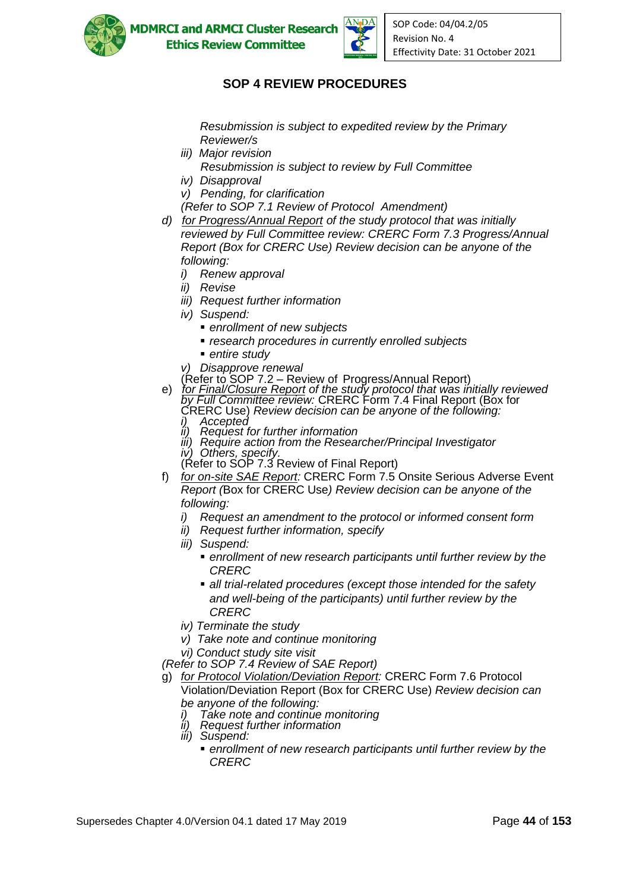## SOP 4 REVIEW PROCEDURES

*Resubmission is subject to expedited review by the Primary Reviewer/s*

*iii) Major revision*

*Resubmission is subject to review by Full Committee*

*iv) Disapproval*

*v) Pending, for clarification*

*(Refer to SOP 7.1 Review of Protocol Amendment)*

d) *for Progress/Annual Report of the study protocol that was initially reviewed by Full Committee review: CRERC Form 7.3 Progress/Annual Report (Box for CRERC Use) Review decision can be anyone of the following:*

- *i) Renew approval*
- *ii) Revise*
- *iii) Request further information*
- *iv) Suspend:*
  - *enrollment of new subjects*
  - *research procedures in currently enrolled subjects*
  - *entire study*
- *v) Disapprove renewal*

(Refer to SOP 7.2 – Review of Progress/Annual Report)

e) *for Final/Closure Report of the study protocol that was initially reviewed by Full Committee review:* CRERC Form 7.4 Final Report (Box for CRERC Use) *Review decision can be anyone of the following:*

- *i) Accepted*
- *ii) Request for further information*
- *iii) Require action from the Researcher/Principal Investigator*
- *iv) Others, specify.*

(Refer to SOP 7.3 Review of Final Report)

f) *for on-site SAE Report:* CRERC Form 7.5 Onsite Serious Adverse Event Report *(*Box for CRERC Use*) Review decision can be anyone of the following:*

- *i) Request an amendment to the protocol or informed consent form*
- *ii) Request further information, specify*
- *iii) Suspend:*
  - *enrollment of new research participants until further review by the CRERC*
  - *all trial-related procedures (except those intended for the safety and well-being of the participants) until further review by the CRERC*
- *iv) Terminate the study*
- *v) Take note and continue monitoring*
- *vi) Conduct study site visit*

*(Refer to SOP 7.4 Review of SAE Report)*

g) *for Protocol Violation/Deviation Report:* CRERC Form 7.6 Protocol Violation/Deviation Report (Box for CRERC Use) *Review decision can be anyone of the following:*

- *i) Take note and continue monitoring*
- *ii) Request further information*
- *iii) Suspend:*
  - *enrollment of new research participants until further review by the CRERC*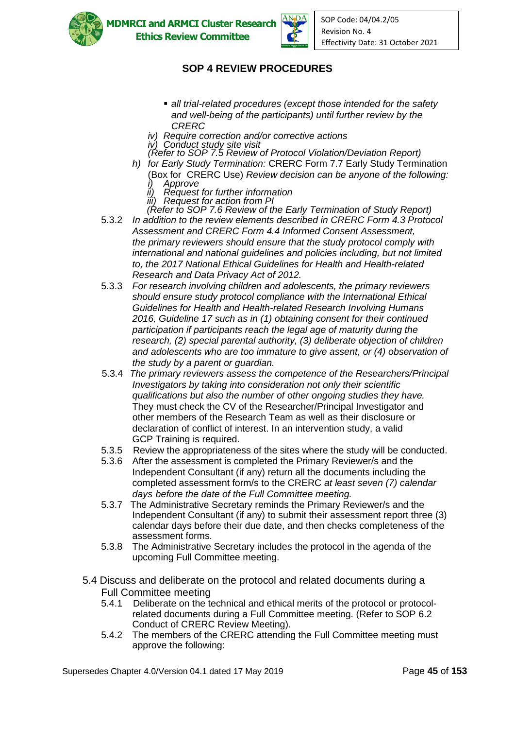## SOP 4 REVIEW PROCEDURES

   - *all trial-related procedures (except those intended for the safety and well-being of the participants) until further review by the CRERC*

   *iv) Require correction and/or corrective actions*
   *iv) Conduct study site visit*
   *(Refer to SOP 7.5 Review of Protocol Violation/Deviation Report)*

h) *for Early Study Termination:* CRERC Form 7.7 Early Study Termination (Box for CRERC Use) *Review decision can be anyone of the following:*
   *i) Approve*
   *ii) Request for further information*
   *iii) Request for action from PI*
   *(Refer to SOP 7.6 Review of the Early Termination of Study Report)*

5.3.2 *In addition to the review elements described in CRERC Form 4.3 Protocol Assessment and CRERC Form 4.4 Informed Consent Assessment, the primary reviewers should ensure that the study protocol comply with international and national guidelines and policies including, but not limited to, the 2017 National Ethical Guidelines for Health and Health-related Research and Data Privacy Act of 2012.*

5.3.3 *For research involving children and adolescents, the primary reviewers should ensure study protocol compliance with the International Ethical Guidelines for Health and Health-related Research Involving Humans 2016, Guideline 17 such as in (1) obtaining consent for their continued participation if participants reach the legal age of maturity during the research, (2) special parental authority, (3) deliberate objection of children and adolescents who are too immature to give assent, or (4) observation of the study by a parent or guardian.*

5.3.4 *The primary reviewers assess the competence of the Researchers/Principal Investigators by taking into consideration not only their scientific qualifications but also the number of other ongoing studies they have.* They must check the CV of the Researcher/Principal Investigator and other members of the Research Team as well as their disclosure or declaration of conflict of interest. In an intervention study, a valid GCP Training is required.

5.3.5 Review the appropriateness of the sites where the study will be conducted.

5.3.6 After the assessment is completed the Primary Reviewer/s and the Independent Consultant (if any) return all the documents including the completed assessment form/s to the CRERC *at least seven (7) calendar days before the date of the Full Committee meeting.*

5.3.7 The Administrative Secretary reminds the Primary Reviewer/s and the Independent Consultant (if any) to submit their assessment report three (3) calendar days before their due date, and then checks completeness of the assessment forms.

5.3.8 The Administrative Secretary includes the protocol in the agenda of the upcoming Full Committee meeting.

5.4 Discuss and deliberate on the protocol and related documents during a Full Committee meeting

5.4.1 Deliberate on the technical and ethical merits of the protocol or protocol-related documents during a Full Committee meeting. (Refer to SOP 6.2 Conduct of CRERC Review Meeting).

5.4.2 The members of the CRERC attending the Full Committee meeting must approve the following: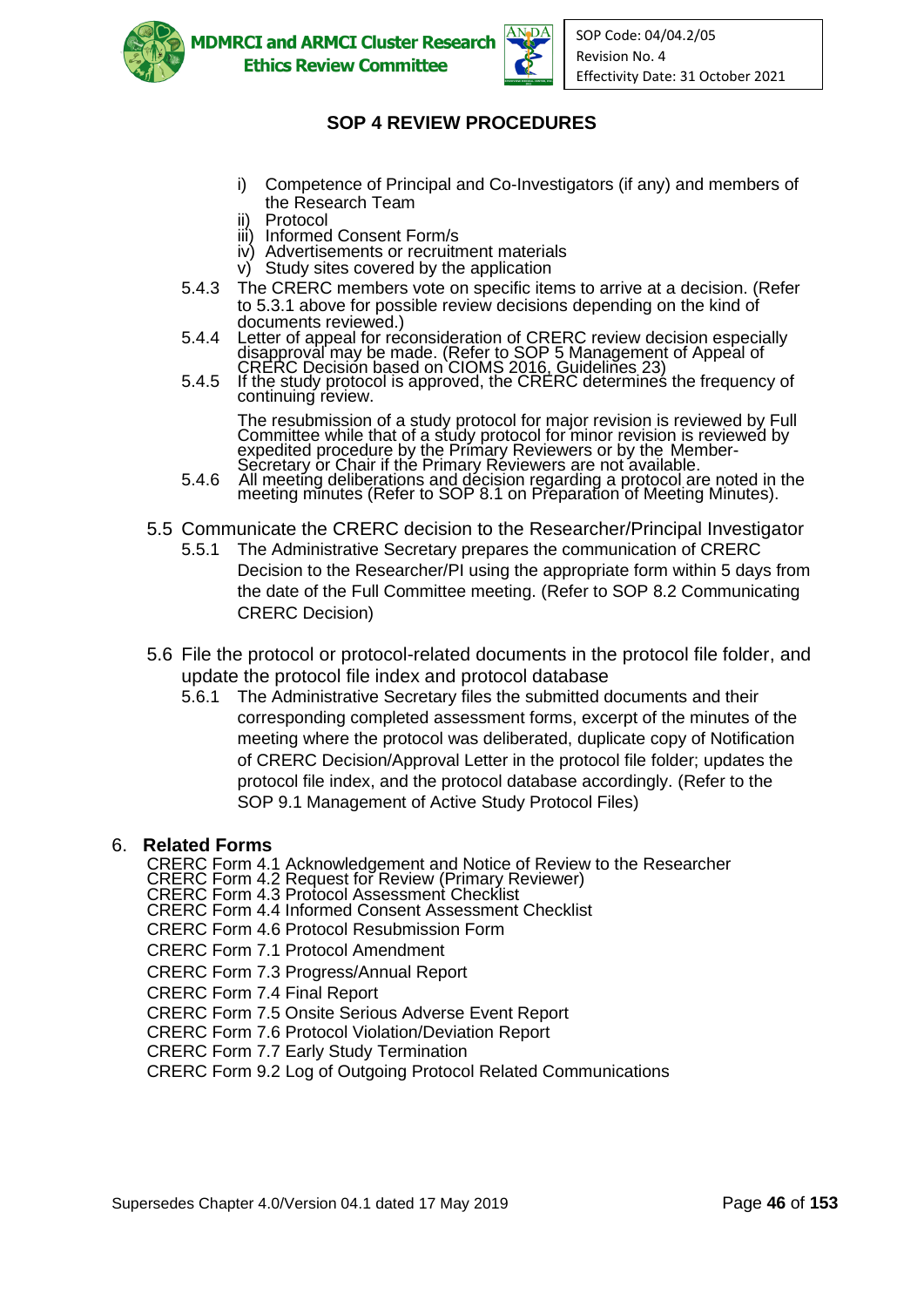i) Competence of Principal and Co-Investigators (if any) and members of the Research Team
ii) Protocol
iii) Informed Consent Form/s
iv) Advertisements or recruitment materials
v) Study sites covered by the application

5.4.3 The CRERC members vote on specific items to arrive at a decision. (Refer to 5.3.1 above for possible review decisions depending on the kind of documents reviewed.)

5.4.4 Letter of appeal for reconsideration of CRERC review decision especially disapproval may be made. (Refer to SOP 5 Management of Appeal of CRERC Decision based on CIOMS 2016, Guidelines 23)

5.4.5 If the study protocol is approved, the CRERC determines the frequency of continuing review.

The resubmission of a study protocol for major revision is reviewed by Full Committee while that of a study protocol for minor revision is reviewed by expedited procedure by the Primary Reviewers or by the Member-Secretary or Chair if the Primary Reviewers are not available.

5.4.6 All meeting deliberations and decision regarding a protocol are noted in the meeting minutes (Refer to SOP 8.1 on Preparation of Meeting Minutes).

5.5 Communicate the CRERC decision to the Researcher/Principal Investigator

5.5.1 The Administrative Secretary prepares the communication of CRERC Decision to the Researcher/PI using the appropriate form within 5 days from the date of the Full Committee meeting. (Refer to SOP 8.2 Communicating CRERC Decision)

5.6 File the protocol or protocol-related documents in the protocol file folder, and update the protocol file index and protocol database

5.6.1 The Administrative Secretary files the submitted documents and their corresponding completed assessment forms, excerpt of the minutes of the meeting where the protocol was deliberated, duplicate copy of Notification of CRERC Decision/Approval Letter in the protocol file folder; updates the protocol file index, and the protocol database accordingly. (Refer to the SOP 9.1 Management of Active Study Protocol Files)

## 6. Related Forms

CRERC Form 4.1 Acknowledgement and Notice of Review to the Researcher
CRERC Form 4.2 Request for Review (Primary Reviewer)
CRERC Form 4.3 Protocol Assessment Checklist
CRERC Form 4.4 Informed Consent Assessment Checklist
CRERC Form 4.6 Protocol Resubmission Form
CRERC Form 7.1 Protocol Amendment
CRERC Form 7.3 Progress/Annual Report
CRERC Form 7.4 Final Report
CRERC Form 7.5 Onsite Serious Adverse Event Report
CRERC Form 7.6 Protocol Violation/Deviation Report
CRERC Form 7.7 Early Study Termination
CRERC Form 9.2 Log of Outgoing Protocol Related Communications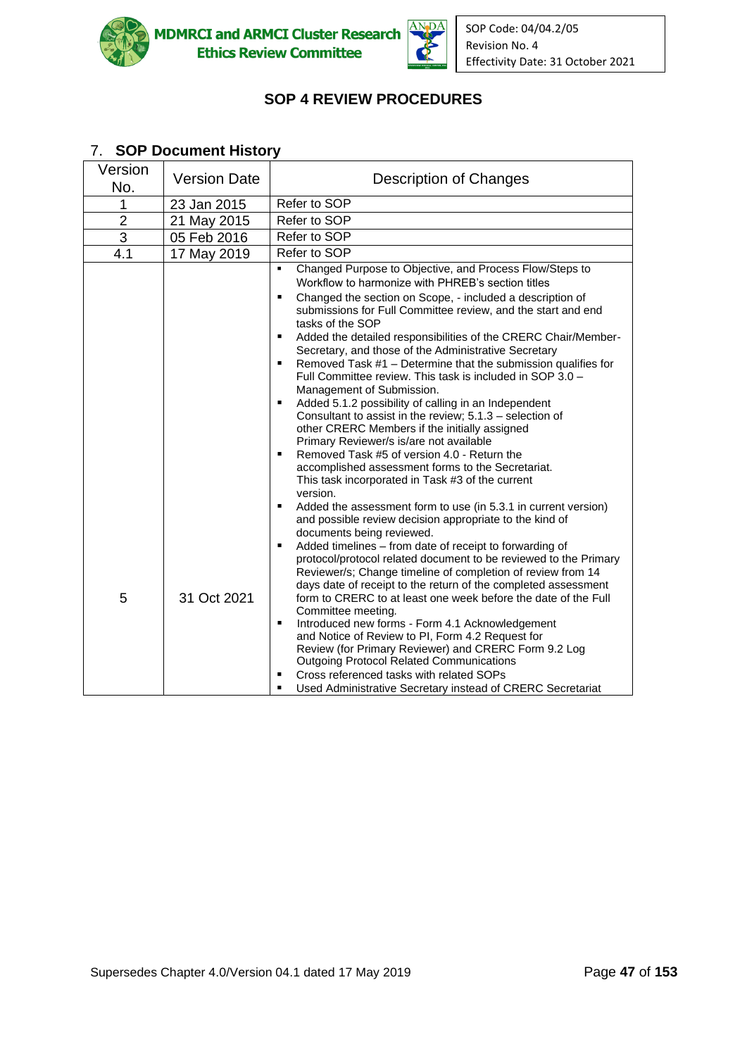## SOP 4 REVIEW PROCEDURES

### 7. SOP Document History

| Version No. | Version Date | Description of Changes |
|---|---|---|
| 1 | 23 Jan 2015 | Refer to SOP |
| 2 | 21 May 2015 | Refer to SOP |
| 3 | 05 Feb 2016 | Refer to SOP |
| 4.1 | 17 May 2019 | Refer to SOP |
| 5 | 31 Oct 2021 | ▪ Changed Purpose to Objective, and Process Flow/Steps to Workflow to harmonize with PHREB's section titles<br>▪ Changed the section on Scope, - included a description of submissions for Full Committee review, and the start and end tasks of the SOP<br>▪ Added the detailed responsibilities of the CRERC Chair/Member-Secretary, and those of the Administrative Secretary<br>▪ Removed Task #1 – Determine that the submission qualifies for Full Committee review. This task is included in SOP 3.0 – Management of Submission.<br>▪ Added 5.1.2 possibility of calling in an Independent Consultant to assist in the review; 5.1.3 – selection of other CRERC Members if the initially assigned Primary Reviewer/s is/are not available<br>▪ Removed Task #5 of version 4.0 - Return the accomplished assessment forms to the Secretariat. This task incorporated in Task #3 of the current version.<br>▪ Added the assessment form to use (in 5.3.1 in current version) and possible review decision appropriate to the kind of documents being reviewed.<br>▪ Added timelines – from date of receipt to forwarding of protocol/protocol related document to be reviewed to the Primary Reviewer/s; Change timeline of completion of review from 14 days date of receipt to the return of the completed assessment form to CRERC to at least one week before the date of the Full Committee meeting.<br>▪ Introduced new forms - Form 4.1 Acknowledgement and Notice of Review to PI, Form 4.2 Request for Review (for Primary Reviewer) and CRERC Form 9.2 Log Outgoing Protocol Related Communications<br>▪ Cross referenced tasks with related SOPs<br>▪ Used Administrative Secretary instead of CRERC Secretariat |

Supersedes Chapter 4.0/Version 04.1 dated 17 May 2019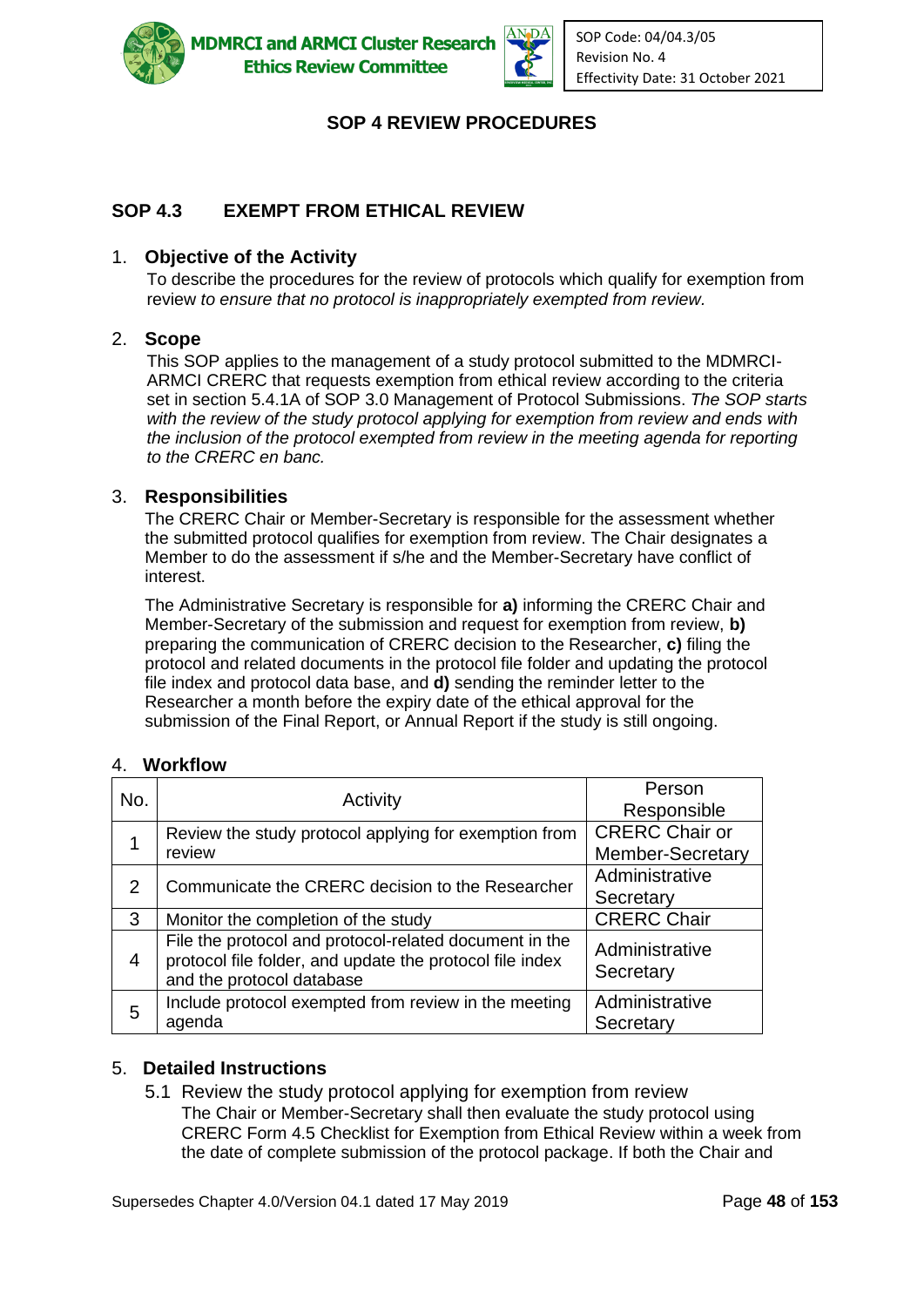# SOP 4 REVIEW PROCEDURES

## SOP 4.3 EXEMPT FROM ETHICAL REVIEW

### 1. Objective of the Activity

To describe the procedures for the review of protocols which qualify for exemption from review *to ensure that no protocol is inappropriately exempted from review.*

### 2. Scope

This SOP applies to the management of a study protocol submitted to the MDMRCI-ARMCI CRERC that requests exemption from ethical review according to the criteria set in section 5.4.1A of SOP 3.0 Management of Protocol Submissions. *The SOP starts with the review of the study protocol applying for exemption from review and ends with the inclusion of the protocol exempted from review in the meeting agenda for reporting to the CRERC en banc.*

### 3. Responsibilities

The CRERC Chair or Member-Secretary is responsible for the assessment whether the submitted protocol qualifies for exemption from review. The Chair designates a Member to do the assessment if s/he and the Member-Secretary have conflict of interest.

The Administrative Secretary is responsible for **a)** informing the CRERC Chair and Member-Secretary of the submission and request for exemption from review, **b)** preparing the communication of CRERC decision to the Researcher, **c)** filing the protocol and related documents in the protocol file folder and updating the protocol file index and protocol data base, and **d)** sending the reminder letter to the Researcher a month before the expiry date of the ethical approval for the submission of the Final Report, or Annual Report if the study is still ongoing.

### 4. Workflow

| No. | Activity | Person Responsible |
|---|---|---|
| 1 | Review the study protocol applying for exemption from review | CRERC Chair or Member-Secretary |
| 2 | Communicate the CRERC decision to the Researcher | Administrative Secretary |
| 3 | Monitor the completion of the study | CRERC Chair |
| 4 | File the protocol and protocol-related document in the protocol file folder, and update the protocol file index and the protocol database | Administrative Secretary |
| 5 | Include protocol exempted from review in the meeting agenda | Administrative Secretary |

### 5. Detailed Instructions

5.1 Review the study protocol applying for exemption from review

The Chair or Member-Secretary shall then evaluate the study protocol using CRERC Form 4.5 Checklist for Exemption from Ethical Review within a week from the date of complete submission of the protocol package. If both the Chair and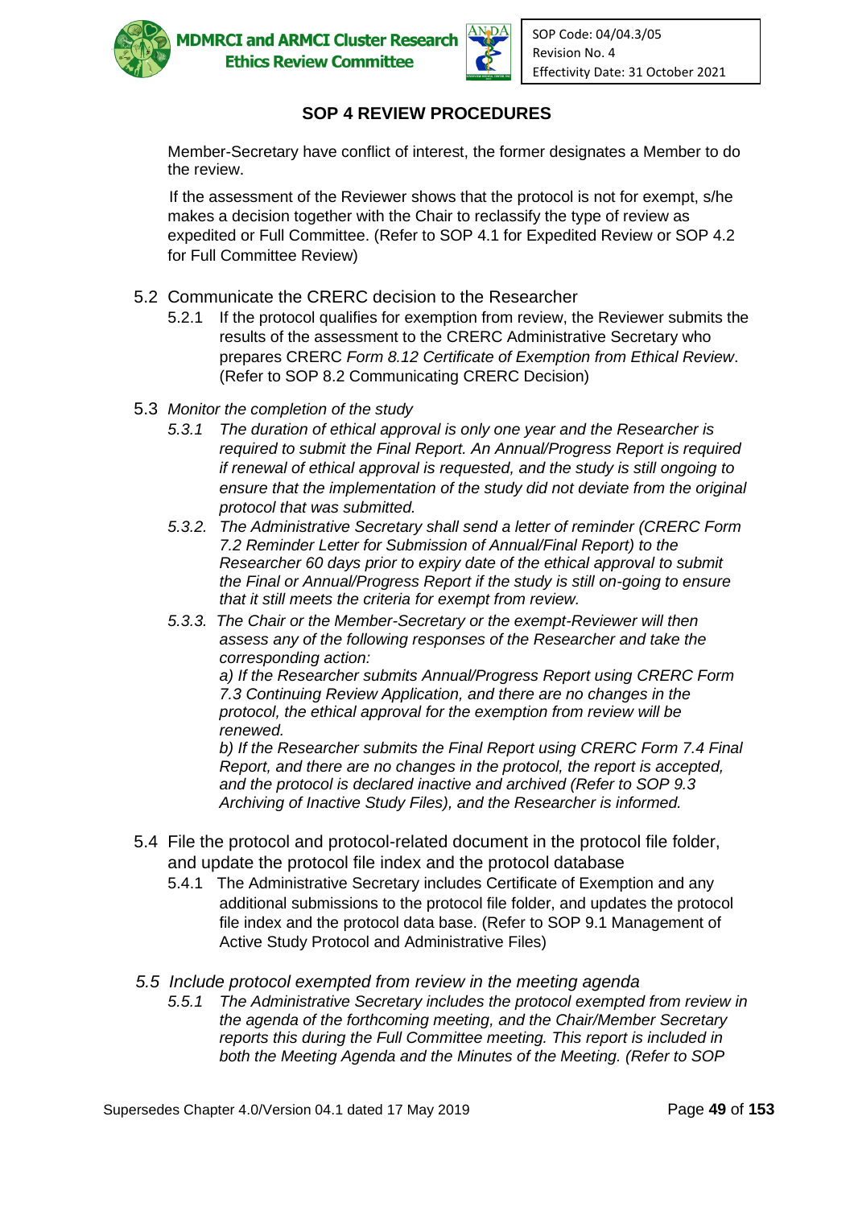## SOP 4 REVIEW PROCEDURES

Member-Secretary have conflict of interest, the former designates a Member to do the review.

If the assessment of the Reviewer shows that the protocol is not for exempt, s/he makes a decision together with the Chair to reclassify the type of review as expedited or Full Committee. (Refer to SOP 4.1 for Expedited Review or SOP 4.2 for Full Committee Review)

5.2 Communicate the CRERC decision to the Researcher

- 5.2.1 If the protocol qualifies for exemption from review, the Reviewer submits the results of the assessment to the CRERC Administrative Secretary who prepares CRERC *Form 8.12 Certificate of Exemption from Ethical Review*. (Refer to SOP 8.2 Communicating CRERC Decision)

5.3 *Monitor the completion of the study*

- *5.3.1 The duration of ethical approval is only one year and the Researcher is required to submit the Final Report. An Annual/Progress Report is required if renewal of ethical approval is requested, and the study is still ongoing to ensure that the implementation of the study did not deviate from the original protocol that was submitted.*
- *5.3.2. The Administrative Secretary shall send a letter of reminder (CRERC Form 7.2 Reminder Letter for Submission of Annual/Final Report) to the Researcher 60 days prior to expiry date of the ethical approval to submit the Final or Annual/Progress Report if the study is still on-going to ensure that it still meets the criteria for exempt from review.*
- *5.3.3. The Chair or the Member-Secretary or the exempt-Reviewer will then assess any of the following responses of the Researcher and take the corresponding action:*
  *a) If the Researcher submits Annual/Progress Report using CRERC Form 7.3 Continuing Review Application, and there are no changes in the protocol, the ethical approval for the exemption from review will be renewed.*
  *b) If the Researcher submits the Final Report using CRERC Form 7.4 Final Report, and there are no changes in the protocol, the report is accepted, and the protocol is declared inactive and archived (Refer to SOP 9.3 Archiving of Inactive Study Files), and the Researcher is informed.*

5.4 File the protocol and protocol-related document in the protocol file folder, and update the protocol file index and the protocol database

- 5.4.1 The Administrative Secretary includes Certificate of Exemption and any additional submissions to the protocol file folder, and updates the protocol file index and the protocol data base. (Refer to SOP 9.1 Management of Active Study Protocol and Administrative Files)

*5.5 Include protocol exempted from review in the meeting agenda*

- *5.5.1 The Administrative Secretary includes the protocol exempted from review in the agenda of the forthcoming meeting, and the Chair/Member Secretary reports this during the Full Committee meeting. This report is included in both the Meeting Agenda and the Minutes of the Meeting. (Refer to SOP*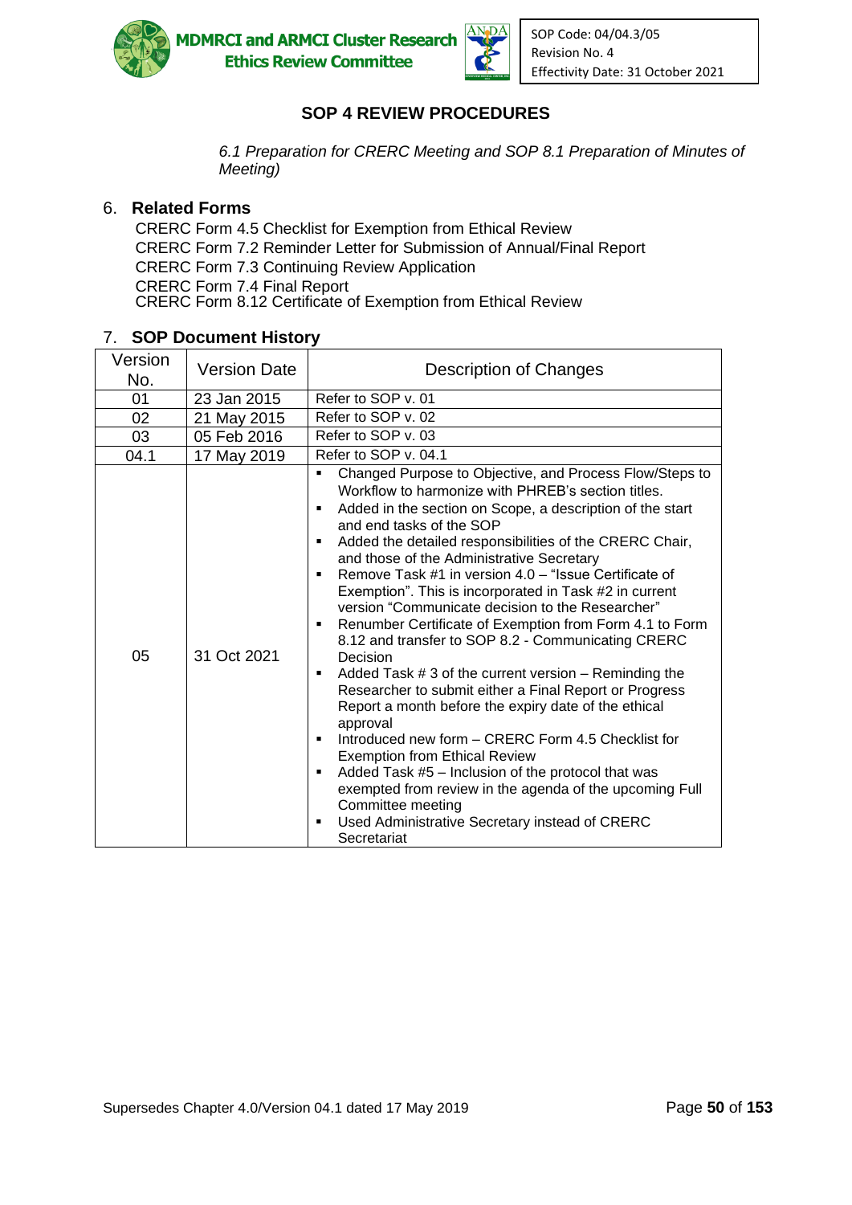## SOP 4 REVIEW PROCEDURES

*6.1 Preparation for CRERC Meeting and SOP 8.1 Preparation of Minutes of Meeting)*

## 6. Related Forms

CRERC Form 4.5 Checklist for Exemption from Ethical Review
CRERC Form 7.2 Reminder Letter for Submission of Annual/Final Report
CRERC Form 7.3 Continuing Review Application
CRERC Form 7.4 Final Report
CRERC Form 8.12 Certificate of Exemption from Ethical Review

## 7. SOP Document History

| Version No. | Version Date | Description of Changes |
|---|---|---|
| 01 | 23 Jan 2015 | Refer to SOP v. 01 |
| 02 | 21 May 2015 | Refer to SOP v. 02 |
| 03 | 05 Feb 2016 | Refer to SOP v. 03 |
| 04.1 | 17 May 2019 | Refer to SOP v. 04.1 |
| 05 | 31 Oct 2021 | ▪ Changed Purpose to Objective, and Process Flow/Steps to Workflow to harmonize with PHREB's section titles.<br>▪ Added in the section on Scope, a description of the start and end tasks of the SOP<br>▪ Added the detailed responsibilities of the CRERC Chair, and those of the Administrative Secretary<br>▪ Remove Task #1 in version 4.0 – "Issue Certificate of Exemption". This is incorporated in Task #2 in current version "Communicate decision to the Researcher"<br>▪ Renumber Certificate of Exemption from Form 4.1 to Form 8.12 and transfer to SOP 8.2 - Communicating CRERC Decision<br>▪ Added Task # 3 of the current version – Reminding the Researcher to submit either a Final Report or Progress Report a month before the expiry date of the ethical approval<br>▪ Introduced new form – CRERC Form 4.5 Checklist for Exemption from Ethical Review<br>▪ Added Task #5 – Inclusion of the protocol that was exempted from review in the agenda of the upcoming Full Committee meeting<br>▪ Used Administrative Secretary instead of CRERC Secretariat |

Supersedes Chapter 4.0/Version 04.1 dated 17 May 2019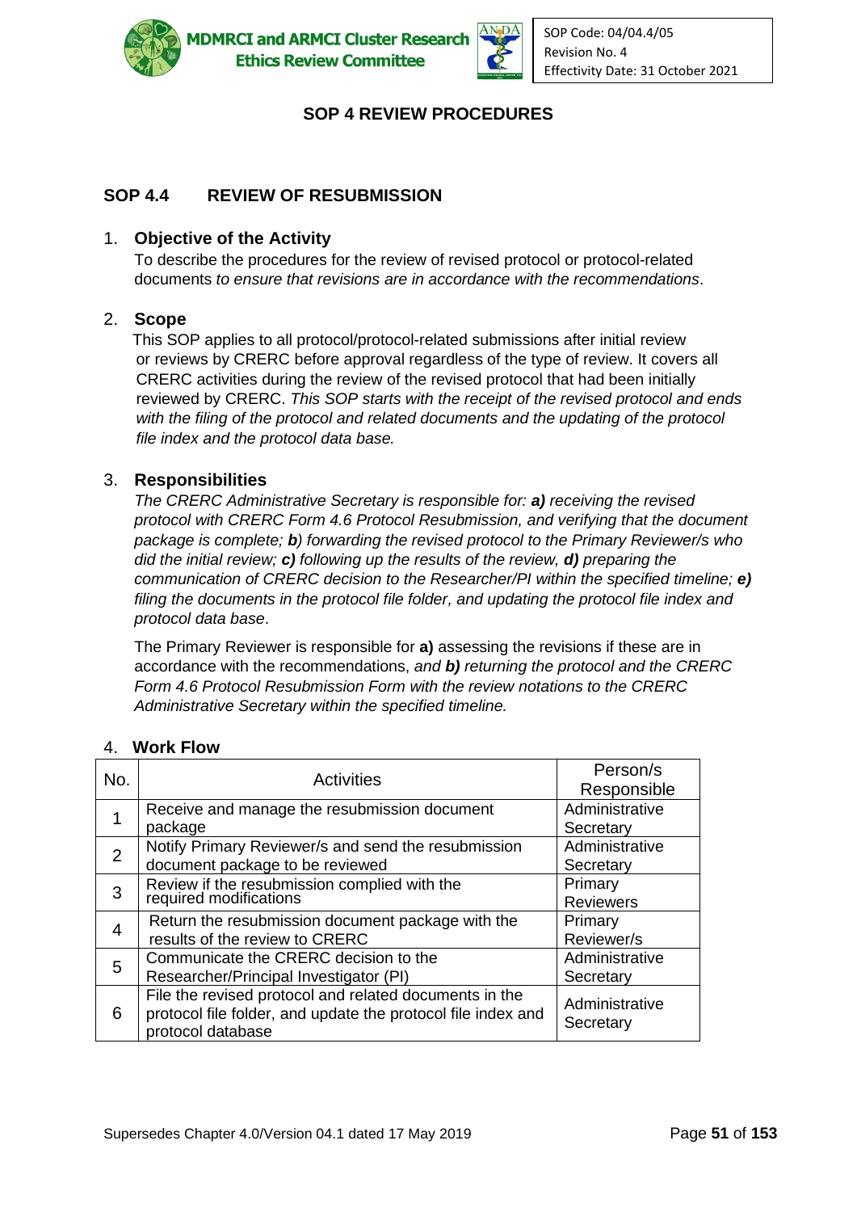# SOP 4 REVIEW PROCEDURES

## SOP 4.4 REVIEW OF RESUBMISSION

### 1. Objective of the Activity

To describe the procedures for the review of revised protocol or protocol-related documents *to ensure that revisions are in accordance with the recommendations*.

### 2. Scope

This SOP applies to all protocol/protocol-related submissions after initial review or reviews by CRERC before approval regardless of the type of review. It covers all CRERC activities during the review of the revised protocol that had been initially reviewed by CRERC. *This SOP starts with the receipt of the revised protocol and ends with the filing of the protocol and related documents and the updating of the protocol file index and the protocol data base.*

### 3. Responsibilities

*The CRERC Administrative Secretary is responsible for:* ***a)*** *receiving the revised protocol with CRERC Form 4.6 Protocol Resubmission, and verifying that the document package is complete;* ***b****) forwarding the revised protocol to the Primary Reviewer/s who did the initial review;* ***c)*** *following up the results of the review,* ***d)*** *preparing the communication of CRERC decision to the Researcher/PI within the specified timeline;* ***e)*** *filing the documents in the protocol file folder, and updating the protocol file index and protocol data base*.

The Primary Reviewer is responsible for **a)** assessing the revisions if these are in accordance with the recommendations, *and* ***b)*** *returning the protocol and the CRERC Form 4.6 Protocol Resubmission Form with the review notations to the CRERC Administrative Secretary within the specified timeline.*

### 4. Work Flow

| No. | Activities | Person/s Responsible |
|---|---|---|
| 1 | Receive and manage the resubmission document package | Administrative Secretary |
| 2 | Notify Primary Reviewer/s and send the resubmission document package to be reviewed | Administrative Secretary |
| 3 | Review if the resubmission complied with the required modifications | Primary Reviewers |
| 4 | Return the resubmission document package with the results of the review to CRERC | Primary Reviewer/s |
| 5 | Communicate the CRERC decision to the Researcher/Principal Investigator (PI) | Administrative Secretary |
| 6 | File the revised protocol and related documents in the protocol file folder, and update the protocol file index and protocol database | Administrative Secretary |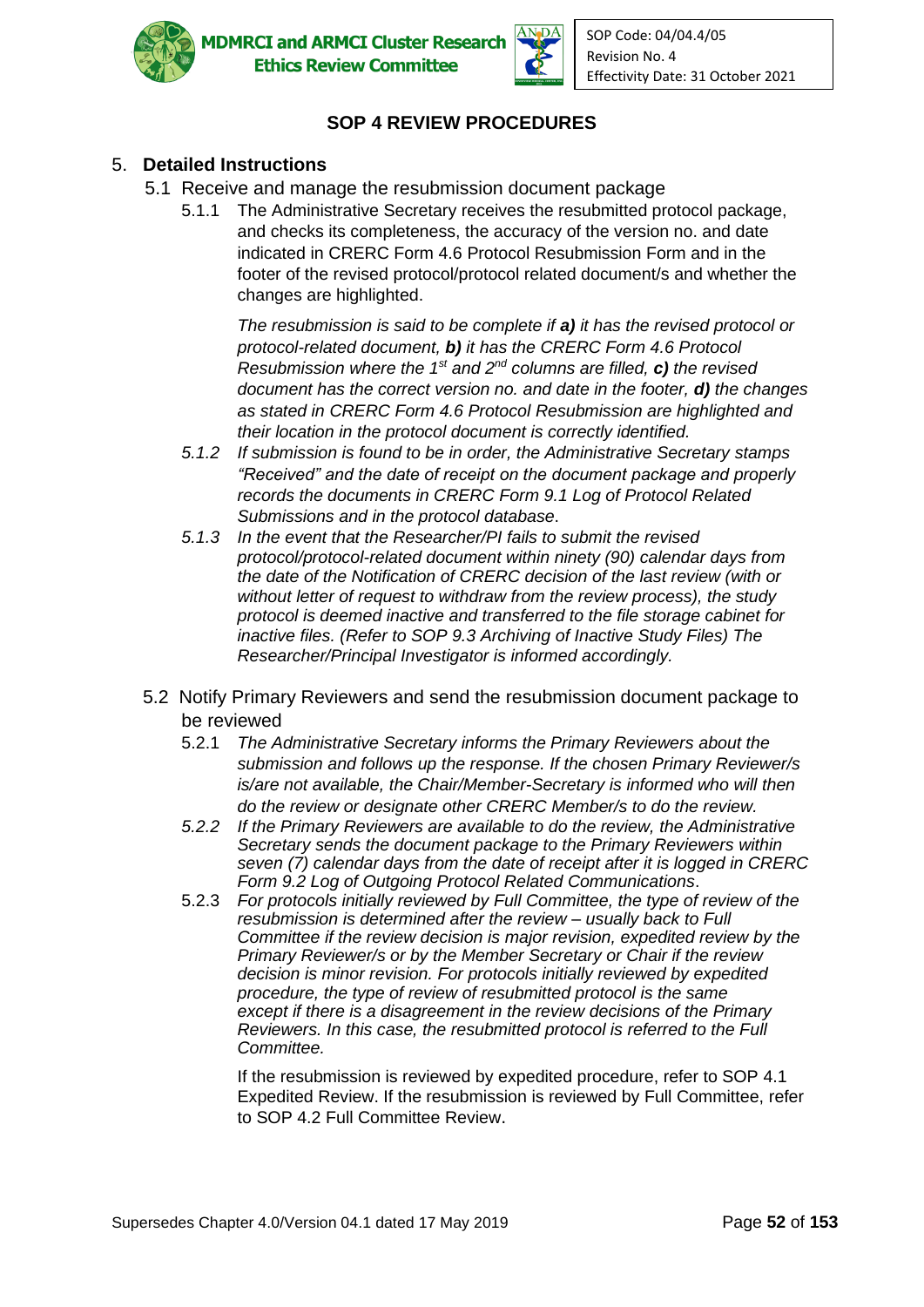## SOP 4 REVIEW PROCEDURES

### 5. Detailed Instructions

5.1 Receive and manage the resubmission document package

5.1.1 The Administrative Secretary receives the resubmitted protocol package, and checks its completeness, the accuracy of the version no. and date indicated in CRERC Form 4.6 Protocol Resubmission Form and in the footer of the revised protocol/protocol related document/s and whether the changes are highlighted.

*The resubmission is said to be complete if **a)** it has the revised protocol or protocol-related document, **b)** it has the CRERC Form 4.6 Protocol Resubmission where the 1st and 2nd columns are filled, **c)** the revised document has the correct version no. and date in the footer, **d)** the changes as stated in CRERC Form 4.6 Protocol Resubmission are highlighted and their location in the protocol document is correctly identified.*

*5.1.2 If submission is found to be in order, the Administrative Secretary stamps "Received" and the date of receipt on the document package and properly records the documents in CRERC Form 9.1 Log of Protocol Related Submissions and in the protocol database.*

*5.1.3 In the event that the Researcher/PI fails to submit the revised protocol/protocol-related document within ninety (90) calendar days from the date of the Notification of CRERC decision of the last review (with or without letter of request to withdraw from the review process), the study protocol is deemed inactive and transferred to the file storage cabinet for inactive files. (Refer to SOP 9.3 Archiving of Inactive Study Files) The Researcher/Principal Investigator is informed accordingly.*

5.2 Notify Primary Reviewers and send the resubmission document package to be reviewed

5.2.1 *The Administrative Secretary informs the Primary Reviewers about the submission and follows up the response. If the chosen Primary Reviewer/s is/are not available, the Chair/Member-Secretary is informed who will then do the review or designate other CRERC Member/s to do the review.*

*5.2.2 If the Primary Reviewers are available to do the review, the Administrative Secretary sends the document package to the Primary Reviewers within seven (7) calendar days from the date of receipt after it is logged in CRERC Form 9.2 Log of Outgoing Protocol Related Communications.*

5.2.3 *For protocols initially reviewed by Full Committee, the type of review of the resubmission is determined after the review – usually back to Full Committee if the review decision is major revision, expedited review by the Primary Reviewer/s or by the Member Secretary or Chair if the review decision is minor revision. For protocols initially reviewed by expedited procedure, the type of review of resubmitted protocol is the same except if there is a disagreement in the review decisions of the Primary Reviewers. In this case, the resubmitted protocol is referred to the Full Committee.*

If the resubmission is reviewed by expedited procedure, refer to SOP 4.1 Expedited Review. If the resubmission is reviewed by Full Committee, refer to SOP 4.2 Full Committee Review.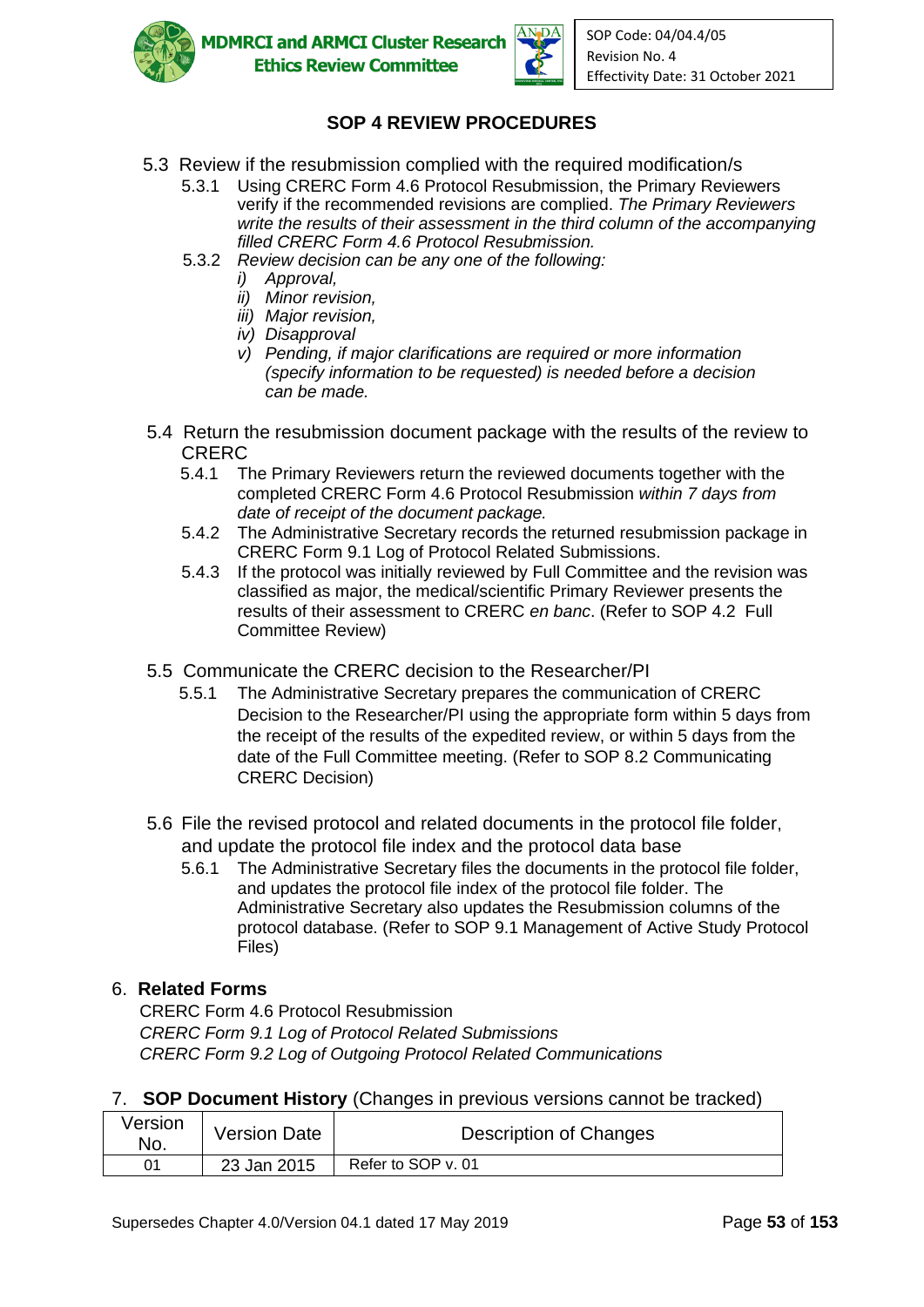## SOP 4 REVIEW PROCEDURES

5.3 Review if the resubmission complied with the required modification/s

5.3.1 Using CRERC Form 4.6 Protocol Resubmission, the Primary Reviewers verify if the recommended revisions are complied. *The Primary Reviewers write the results of their assessment in the third column of the accompanying filled CRERC Form 4.6 Protocol Resubmission.*

5.3.2 *Review decision can be any one of the following:*

*i) Approval,*
*ii) Minor revision,*
*iii) Major revision,*
*iv) Disapproval*
*v) Pending, if major clarifications are required or more information (specify information to be requested) is needed before a decision can be made.*

5.4 Return the resubmission document package with the results of the review to CRERC

5.4.1 The Primary Reviewers return the reviewed documents together with the completed CRERC Form 4.6 Protocol Resubmission *within 7 days from date of receipt of the document package.*

5.4.2 The Administrative Secretary records the returned resubmission package in CRERC Form 9.1 Log of Protocol Related Submissions.

5.4.3 If the protocol was initially reviewed by Full Committee and the revision was classified as major, the medical/scientific Primary Reviewer presents the results of their assessment to CRERC *en banc*. (Refer to SOP 4.2 Full Committee Review)

5.5 Communicate the CRERC decision to the Researcher/PI

5.5.1 The Administrative Secretary prepares the communication of CRERC Decision to the Researcher/PI using the appropriate form within 5 days from the receipt of the results of the expedited review, or within 5 days from the date of the Full Committee meeting. (Refer to SOP 8.2 Communicating CRERC Decision)

5.6 File the revised protocol and related documents in the protocol file folder, and update the protocol file index and the protocol data base

5.6.1 The Administrative Secretary files the documents in the protocol file folder, and updates the protocol file index of the protocol file folder. The Administrative Secretary also updates the Resubmission columns of the protocol database. (Refer to SOP 9.1 Management of Active Study Protocol Files)

### 6. Related Forms

CRERC Form 4.6 Protocol Resubmission
*CRERC Form 9.1 Log of Protocol Related Submissions*
*CRERC Form 9.2 Log of Outgoing Protocol Related Communications*

### 7. SOP Document History (Changes in previous versions cannot be tracked)

| Version No. | Version Date | Description of Changes |
|---|---|---|
| 01 | 23 Jan 2015 | Refer to SOP v. 01 |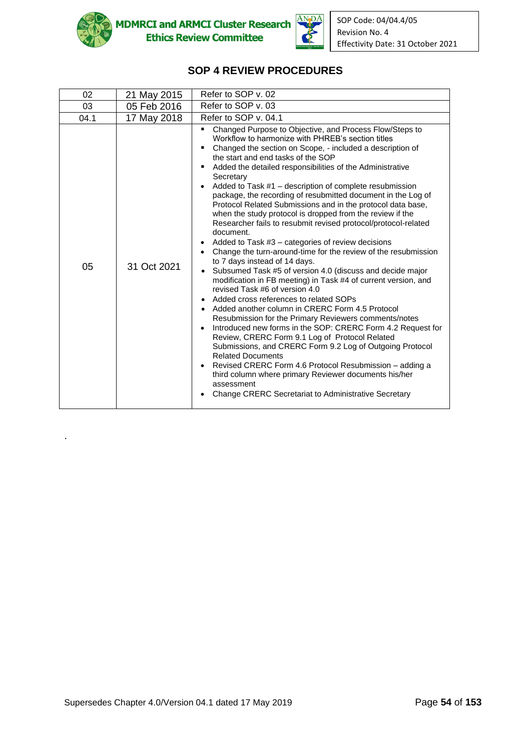## SOP 4 REVIEW PROCEDURES

| | | |
|---|---|---|
| 02 | 21 May 2015 | Refer to SOP v. 02 |
| 03 | 05 Feb 2016 | Refer to SOP v. 03 |
| 04.1 | 17 May 2018 | Refer to SOP v. 04.1 |
| 05 | 31 Oct 2021 | ▪ Changed Purpose to Objective, and Process Flow/Steps to Workflow to harmonize with PHREB's section titles<br>▪ Changed the section on Scope, - included a description of the start and end tasks of the SOP<br>▪ Added the detailed responsibilities of the Administrative Secretary<br>• Added to Task #1 – description of complete resubmission package, the recording of resubmitted document in the Log of Protocol Related Submissions and in the protocol data base, when the study protocol is dropped from the review if the Researcher fails to resubmit revised protocol/protocol-related document.<br>• Added to Task #3 – categories of review decisions<br>• Change the turn-around-time for the review of the resubmission to 7 days instead of 14 days.<br>• Subsumed Task #5 of version 4.0 (discuss and decide major modification in FB meeting) in Task #4 of current version, and revised Task #6 of version 4.0<br>• Added cross references to related SOPs<br>• Added another column in CRERC Form 4.5 Protocol Resubmission for the Primary Reviewers comments/notes<br>• Introduced new forms in the SOP: CRERC Form 4.2 Request for Review, CRERC Form 9.1 Log of Protocol Related Submissions, and CRERC Form 9.2 Log of Outgoing Protocol Related Documents<br>• Revised CRERC Form 4.6 Protocol Resubmission – adding a third column where primary Reviewer documents his/her assessment<br>• Change CRERC Secretariat to Administrative Secretary |

.

Supersedes Chapter 4.0/Version 04.1 dated 17 May 2019